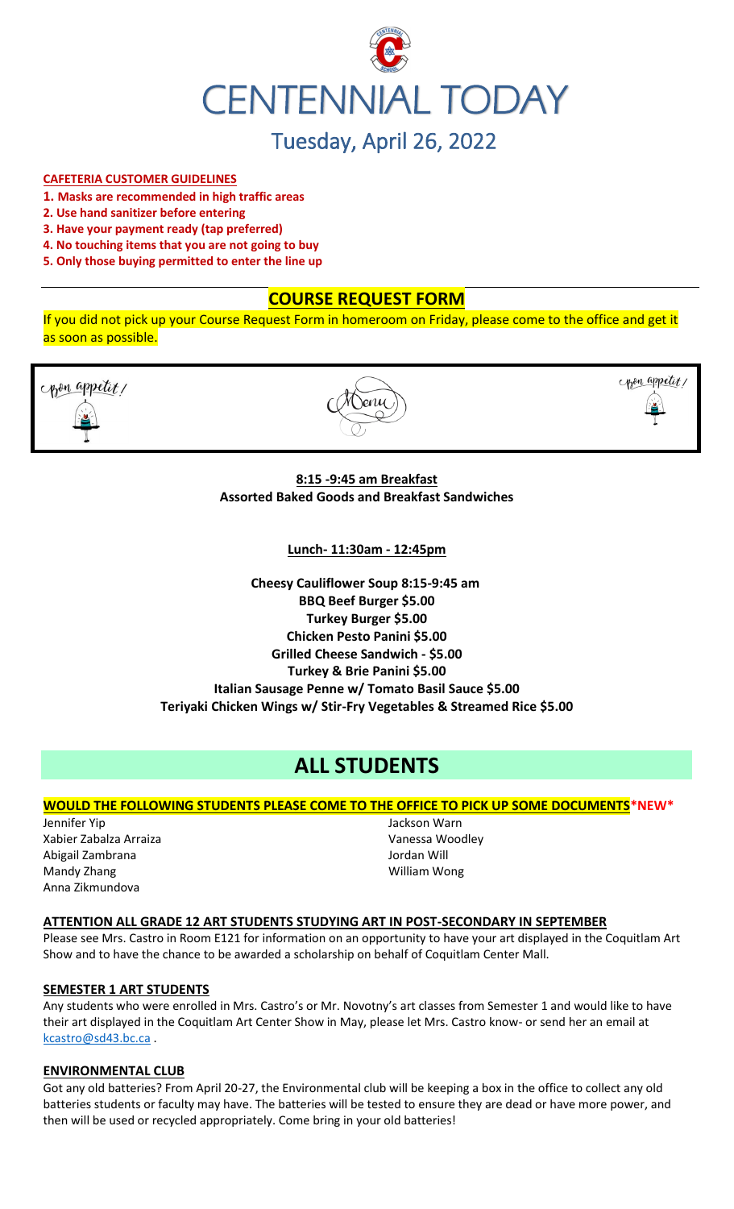# CENTENNIAL TODAY

## Tuesday, April 26, 2022

**CAFETERIA CUSTOMER GUIDELINES**

1. **Masks are recommended in high traffic areas**
2. **Use hand sanitizer before entering**
3. **Have your payment ready (tap preferred)**
4. **No touching items that you are not going to buy**
5. **Only those buying permitted to enter the line up**

## COURSE REQUEST FORM

If you did not pick up your Course Request Form in homeroom on Friday, please come to the office and get it as soon as possible.

Bon appetit! Menu Bon appetit!

**8:15 -9:45 am Breakfast**
**Assorted Baked Goods and Breakfast Sandwiches**

**Lunch- 11:30am - 12:45pm**

**Cheesy Cauliflower Soup 8:15-9:45 am**
**BBQ Beef Burger $5.00**
**Turkey Burger $5.00**
**Chicken Pesto Panini $5.00**
**Grilled Cheese Sandwich - $5.00**
**Turkey & Brie Panini $5.00**
**Italian Sausage Penne w/ Tomato Basil Sauce $5.00**
**Teriyaki Chicken Wings w/ Stir-Fry Vegetables & Streamed Rice $5.00**

# ALL STUDENTS

**WOULD THE FOLLOWING STUDENTS PLEASE COME TO THE OFFICE TO PICK UP SOME DOCUMENTS*NEW***

Jennifer Yip
Xabier Zabalza Arraiza
Abigail Zambrana
Mandy Zhang
Anna Zikmundova
Jackson Warn
Vanessa Woodley
Jordan Will
William Wong

**ATTENTION ALL GRADE 12 ART STUDENTS STUDYING ART IN POST-SECONDARY IN SEPTEMBER**

Please see Mrs. Castro in Room E121 for information on an opportunity to have your art displayed in the Coquitlam Art Show and to have the chance to be awarded a scholarship on behalf of Coquitlam Center Mall.

**SEMESTER 1 ART STUDENTS**

Any students who were enrolled in Mrs. Castro's or Mr. Novotny's art classes from Semester 1 and would like to have their art displayed in the Coquitlam Art Center Show in May, please let Mrs. Castro know- or send her an email at kcastro@sd43.bc.ca .

**ENVIRONMENTAL CLUB**

Got any old batteries? From April 20-27, the Environmental club will be keeping a box in the office to collect any old batteries students or faculty may have. The batteries will be tested to ensure they are dead or have more power, and then will be used or recycled appropriately. Come bring in your old batteries!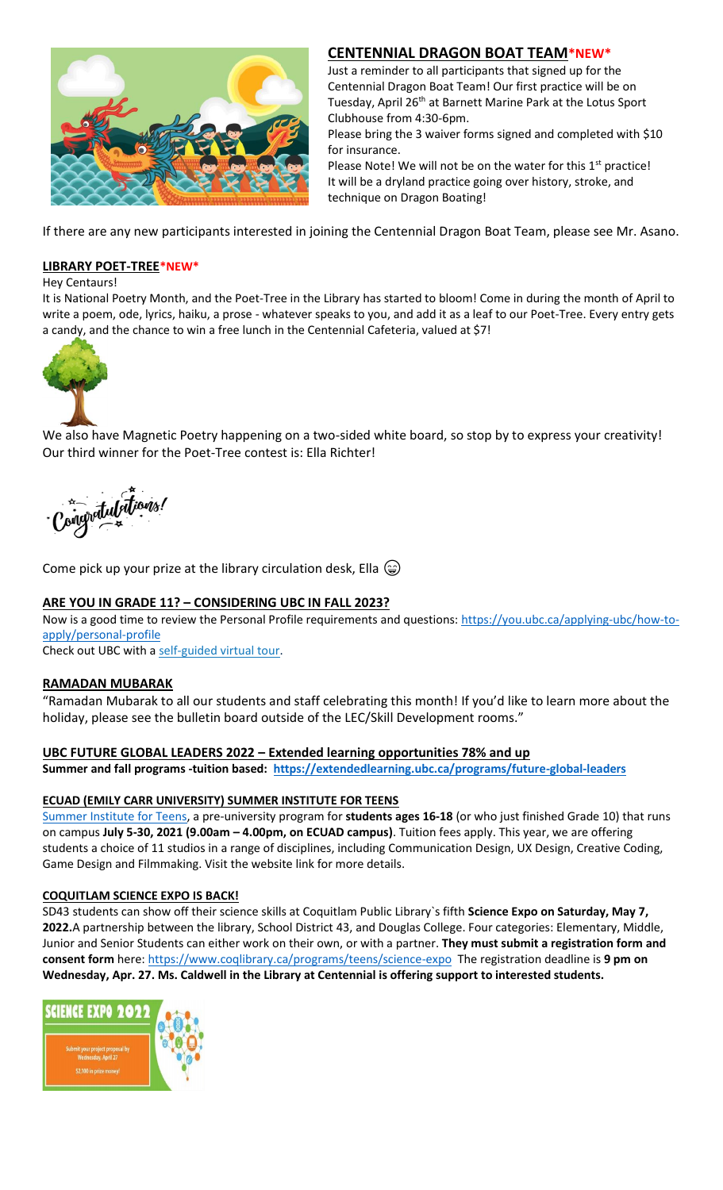## CENTENNIAL DRAGON BOAT TEAM*NEW*

Just a reminder to all participants that signed up for the Centennial Dragon Boat Team! Our first practice will be on Tuesday, April 26th at Barnett Marine Park at the Lotus Sport Clubhouse from 4:30-6pm.

Please bring the 3 waiver forms signed and completed with $10 for insurance.

Please Note! We will not be on the water for this 1st practice! It will be a dryland practice going over history, stroke, and technique on Dragon Boating!

If there are any new participants interested in joining the Centennial Dragon Boat Team, please see Mr. Asano.

## LIBRARY POET-TREE*NEW*

Hey Centaurs!

It is National Poetry Month, and the Poet-Tree in the Library has started to bloom! Come in during the month of April to write a poem, ode, lyrics, haiku, a prose - whatever speaks to you, and add it as a leaf to our Poet-Tree. Every entry gets a candy, and the chance to win a free lunch in the Centennial Cafeteria, valued at $7!

We also have Magnetic Poetry happening on a two-sided white board, so stop by to express your creativity! Our third winner for the Poet-Tree contest is: Ella Richter!

Congratulations!

Come pick up your prize at the library circulation desk, Ella 😊

## ARE YOU IN GRADE 11? – CONSIDERING UBC IN FALL 2023?

Now is a good time to review the Personal Profile requirements and questions: https://you.ubc.ca/applying-ubc/how-to-apply/personal-profile

Check out UBC with a self-guided virtual tour.

## RAMADAN MUBARAK

"Ramadan Mubarak to all our students and staff celebrating this month! If you'd like to learn more about the holiday, please see the bulletin board outside of the LEC/Skill Development rooms."

## UBC FUTURE GLOBAL LEADERS 2022 – Extended learning opportunities 78% and up

**Summer and fall programs -tuition based: https://extendedlearning.ubc.ca/programs/future-global-leaders**

## ECUAD (EMILY CARR UNIVERSITY) SUMMER INSTITUTE FOR TEENS

Summer Institute for Teens, a pre-university program for **students ages 16-18** (or who just finished Grade 10) that runs on campus **July 5-30, 2021 (9.00am – 4.00pm, on ECUAD campus)**. Tuition fees apply. This year, we are offering students a choice of 11 studios in a range of disciplines, including Communication Design, UX Design, Creative Coding, Game Design and Filmmaking. Visit the website link for more details.

## COQUITLAM SCIENCE EXPO IS BACK!

SD43 students can show off their science skills at Coquitlam Public Library`s fifth **Science Expo on Saturday, May 7, 2022.** A partnership between the library, School District 43, and Douglas College. Four categories: Elementary, Middle, Junior and Senior Students can either work on their own, or with a partner. **They must submit a registration form and consent form** here: https://www.coqlibrary.ca/programs/teens/science-expo The registration deadline is **9 pm on Wednesday, Apr. 27. Ms. Caldwell in the Library at Centennial is offering support to interested students.**

SCIENCE EXPO 2022

Submit your project proposal by Wednesday, April 27

$2,100 in prize money!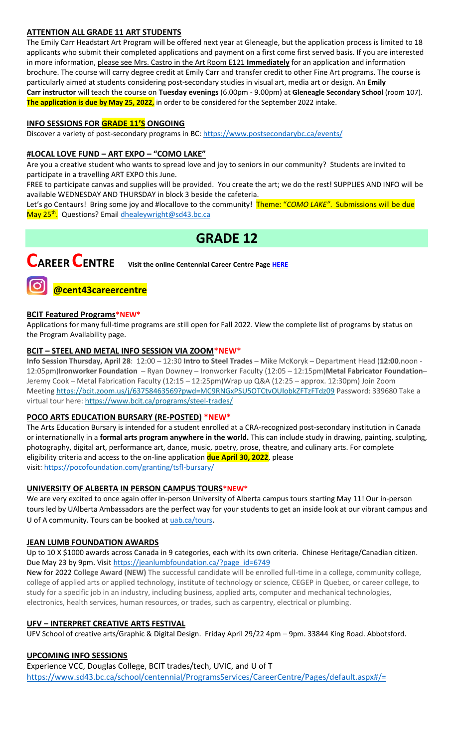### ATTENTION ALL GRADE 11 ART STUDENTS

The Emily Carr Headstart Art Program will be offered next year at Gleneagle, but the application process is limited to 18 applicants who submit their completed applications and payment on a first come first served basis. If you are interested in more information, please see Mrs. Castro in the Art Room E121 **Immediately** for an application and information brochure. The course will carry degree credit at Emily Carr and transfer credit to other Fine Art programs. The course is particularly aimed at students considering post-secondary studies in visual art, media art or design. An **Emily Carr instructor** will teach the course on **Tuesday evenings** (6.00pm - 9.00pm) at **Gleneagle Secondary School** (room 107). **The application is due by May 25, 2022,** in order to be considered for the September 2022 intake.

### INFO SESSIONS FOR GRADE 11'S ONGOING

Discover a variety of post-secondary programs in BC: https://www.postsecondarybc.ca/events/

### #LOCAL LOVE FUND – ART EXPO – "COMO LAKE"

Are you a creative student who wants to spread love and joy to seniors in our community? Students are invited to participate in a travelling ART EXPO this June.

FREE to participate canvas and supplies will be provided. You create the art; we do the rest! SUPPLIES AND INFO will be available WEDNESDAY AND THURSDAY in block 3 beside the cafeteria.

Let's go Centaurs! Bring some joy and #locallove to the community! Theme: "*COMO LAKE*". Submissions will be due May 25th. Questions? Email dhealeywright@sd43.bc.ca

# GRADE 12

## CAREER CENTRE

**Visit the online Centennial Career Centre Page HERE**

**@cent43careercentre**

### BCIT Featured Programs*NEW*

Applications for many full-time programs are still open for Fall 2022. View the complete list of programs by status on the Program Availability page.

### BCIT – STEEL AND METAL INFO SESSION VIA ZOOM*NEW*

**Info Session Thursday, April 28**: 12:00 – 12:30 **Intro to Steel Trades** – Mike McKoryk – Department Head (**12:00**.noon - 12:05pm)**Ironworker Foundation** – Ryan Downey – Ironworker Faculty (12:05 – 12:15pm)**Metal Fabricator Foundation**– Jeremy Cook – Metal Fabrication Faculty (12:15 – 12:25pm)Wrap up Q&A (12:25 – approx. 12:30pm) Join Zoom Meeting https://bcit.zoom.us/j/63758463569?pwd=MC9RNGxPSU5OTCtvOUlobkZFTzFTdz09 Password: 339680 Take a virtual tour here: https://www.bcit.ca/programs/steel-trades/

### POCO ARTS EDUCATION BURSARY (RE-POSTED) *NEW*

The Arts Education Bursary is intended for a student enrolled at a CRA-recognized post-secondary institution in Canada or internationally in a **formal arts program anywhere in the world.** This can include study in drawing, painting, sculpting, photography, digital art, performance art, dance, music, poetry, prose, theatre, and culinary arts. For complete eligibility criteria and access to the on-line application **due April 30, 2022**, please visit: https://pocofoundation.com/granting/tsfl-bursary/

### UNIVERSITY OF ALBERTA IN PERSON CAMPUS TOURS*NEW*

We are very excited to once again offer in-person University of Alberta campus tours starting May 11! Our in-person tours led by UAlberta Ambassadors are the perfect way for your students to get an inside look at our vibrant campus and U of A community. Tours can be booked at uab.ca/tours.

### JEAN LUMB FOUNDATION AWARDS

Up to 10 X $1000 awards across Canada in 9 categories, each with its own criteria. Chinese Heritage/Canadian citizen. Due May 23 by 9pm. Visit https://jeanlumbfoundation.ca/?page_id=6749

New for 2022 **College Award (NEW)** The successful candidate will be enrolled full-time in a college, community college, college of applied arts or applied technology, institute of technology or science, CEGEP in Quebec, or career college, to study for a specific job in an industry, including business, applied arts, computer and mechanical technologies, electronics, health services, human resources, or trades, such as carpentry, electrical or plumbing.

### UFV – INTERPRET CREATIVE ARTS FESTIVAL

UFV School of creative arts/Graphic & Digital Design. Friday April 29/22 4pm – 9pm. 33844 King Road. Abbotsford.

### UPCOMING INFO SESSIONS

Experience VCC, Douglas College, BCIT trades/tech, UVIC, and U of T
https://www.sd43.bc.ca/school/centennial/ProgramsServices/CareerCentre/Pages/default.aspx#/=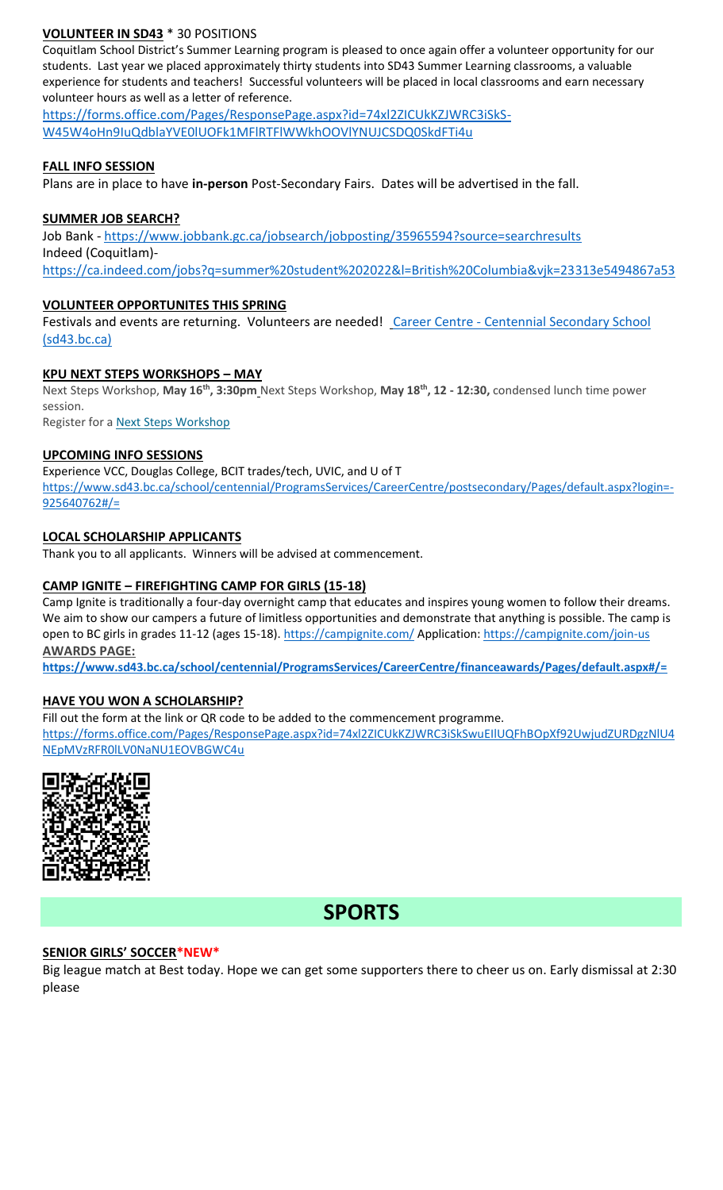**VOLUNTEER IN SD43** * 30 POSITIONS

Coquitlam School District's Summer Learning program is pleased to once again offer a volunteer opportunity for our students. Last year we placed approximately thirty students into SD43 Summer Learning classrooms, a valuable experience for students and teachers! Successful volunteers will be placed in local classrooms and earn necessary volunteer hours as well as a letter of reference.

https://forms.office.com/Pages/ResponsePage.aspx?id=74xl2ZICUkKZJWRC3iSkS-W45W4oHn9IuQdblaYVE0lUOFk1MFlRTFlWWkhOOVlYNUJCSDQ0SkdFTi4u

**FALL INFO SESSION**

Plans are in place to have **in-person** Post-Secondary Fairs. Dates will be advertised in the fall.

**SUMMER JOB SEARCH?**

Job Bank - https://www.jobbank.gc.ca/jobsearch/jobposting/35965594?source=searchresults

Indeed (Coquitlam)-
https://ca.indeed.com/jobs?q=summer%20student%202022&l=British%20Columbia&vjk=23313e5494867a53

**VOLUNTEER OPPORTUNITES THIS SPRING**

Festivals and events are returning. Volunteers are needed! Career Centre - Centennial Secondary School (sd43.bc.ca)

**KPU NEXT STEPS WORKSHOPS – MAY**

Next Steps Workshop, **May 16th, 3:30pm** Next Steps Workshop, **May 18th, 12 - 12:30,** condensed lunch time power session.

Register for a Next Steps Workshop

**UPCOMING INFO SESSIONS**

Experience VCC, Douglas College, BCIT trades/tech, UVIC, and U of T
https://www.sd43.bc.ca/school/centennial/ProgramsServices/CareerCentre/postsecondary/Pages/default.aspx?login=-925640762#/=

**LOCAL SCHOLARSHIP APPLICANTS**

Thank you to all applicants. Winners will be advised at commencement.

**CAMP IGNITE – FIREFIGHTING CAMP FOR GIRLS (15-18)**

Camp Ignite is traditionally a four-day overnight camp that educates and inspires young women to follow their dreams. We aim to show our campers a future of limitless opportunities and demonstrate that anything is possible. The camp is open to BC girls in grades 11-12 (ages 15-18). https://campignite.com/ Application: https://campignite.com/join-us

**AWARDS PAGE:**

**https://www.sd43.bc.ca/school/centennial/ProgramsServices/CareerCentre/financeawards/Pages/default.aspx#/=**

**HAVE YOU WON A SCHOLARSHIP?**

Fill out the form at the link or QR code to be added to the commencement programme.
https://forms.office.com/Pages/ResponsePage.aspx?id=74xl2ZICUkKZJWRC3iSkSwuEIlUQFhBOpXf92UwjudZURDgzNlU4NEpMVzRFR0lLV0NaNU1EOVBGWC4u

# SPORTS

**SENIOR GIRLS' SOCCER*NEW***

Big league match at Best today. Hope we can get some supporters there to cheer us on. Early dismissal at 2:30 please